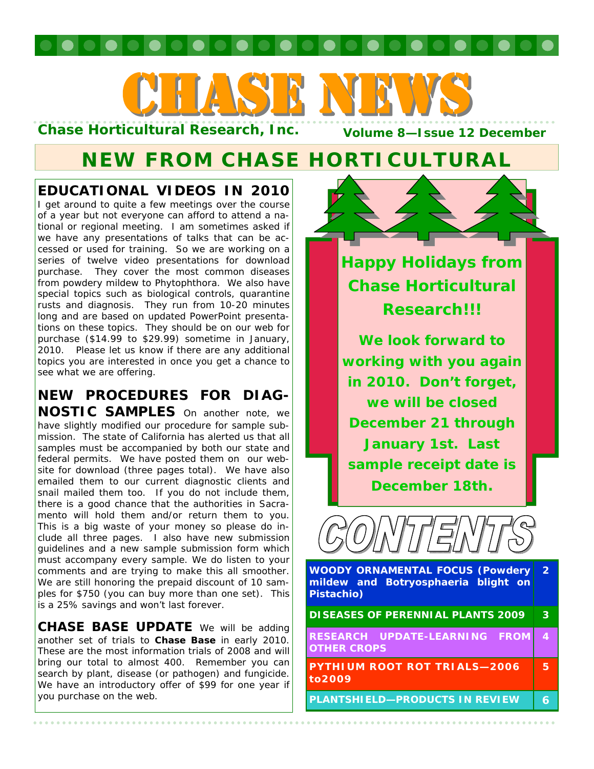# CHASE NEWS

**Chase Horticultural Research, Inc.**

**Volume 8—Issue 12 December**

## NEW FROM CHASE HORTICULTURAL

### EDUCATIONAL VIDEOS IN 2010

I get around to quite a few meetings over the course of a year but not everyone can afford to attend a national or regional meeting. I am sometimes asked if we have any presentations of talks that can be accessed or used for training. So we are working on a series of twelve video presentations for download purchase. They cover the most common diseases from powdery mildew to Phytophthora. We also have special topics such as biological controls, quarantine rusts and diagnosis. They run from 10-20 minutes long and are based on updated PowerPoint presentations on these topics. They should be on our web for purchase ($14.99 to $29.99) sometime in January, 2010. Please let us know if there are any additional topics you are interested in once you get a chance to see what we are offering.

**NEW PROCEDURES FOR DIAGNOSTIC SAMPLES** On another note, we have slightly modified our procedure for sample submission. The state of California has alerted us that all samples must be accompanied by both our state and federal permits. We have posted them on our website for download (three pages total). We have also emailed them to our current diagnostic clients and snail mailed them too. If you do not include them, there is a good chance that the authorities in Sacramento will hold them and/or return them to you. This is a big waste of your money so please do include all three pages. I also have new submission guidelines and a new sample submission form which must accompany every sample. We do listen to your comments and are trying to make this all smoother. We are still honoring the prepaid discount of 10 samples for $750 (you can buy more than one set). This is a 25% savings and won't last forever.

**CHASE BASE UPDATE** We will be adding another set of trials to **Chase Base** in early 2010. These are the most information trials of 2008 and will bring our total to almost 400. Remember you can search by plant, disease (or pathogen) and fungicide. We have an introductory offer of $99 for one year if you purchase on the web.

**Happy Holidays from Chase Horticultural Research!!!**

**We look forward to working with you again in 2010. Don't forget, we will be closed December 21 through January 1st. Last sample receipt date is December 18th.**

## CONTENTS

| | |
|---|---|
| WOODY ORNAMENTAL FOCUS (Powdery mildew and Botryosphaeria blight on Pistachio) | 2 |
| DISEASES OF PERENNIAL PLANTS 2009 | 3 |
| RESEARCH UPDATE-LEARNING FROM OTHER CROPS | 4 |
| PYTHIUM ROOT ROT TRIALS—2006 to2009 | 5 |
| PLANTSHIELD—PRODUCTS IN REVIEW | 6 |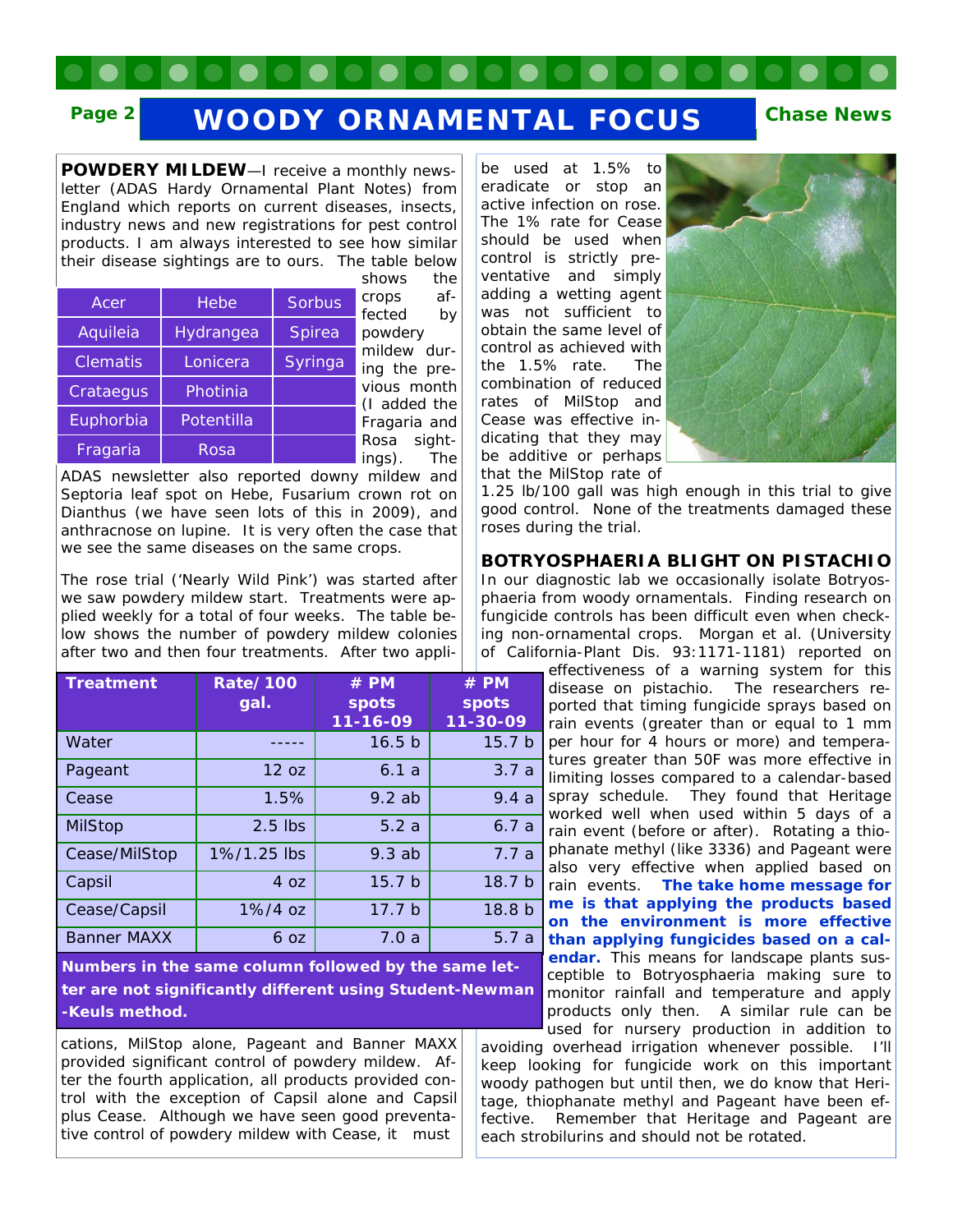# WOODY ORNAMENTAL FOCUS

**POWDERY MILDEW**—I receive a monthly newsletter (ADAS Hardy Ornamental Plant Notes) from England which reports on current diseases, insects, industry news and new registrations for pest control products. I am always interested to see how similar their disease sightings are to ours. The table below shows the crops affected by powdery mildew during the previous month (I added the Fragaria and Rosa sightings).

| | | |
|---|---|---|
| Acer | Hebe | Sorbus |
| Aquileia | Hydrangea | Spirea |
| Clematis | Lonicera | Syringa |
| Crataegus | Photinia | |
| Euphorbia | Potentilla | |
| Fragaria | Rosa | |

The ADAS newsletter also reported downy mildew and Septoria leaf spot on Hebe, Fusarium crown rot on Dianthus (we have seen lots of this in 2009), and anthracnose on lupine. It is very often the case that we see the same diseases on the same crops.

The rose trial ('Nearly Wild Pink') was started after we saw powdery mildew start. Treatments were applied weekly for a total of four weeks. The table below shows the number of powdery mildew colonies after two and then four treatments. After two applications, MilStop alone, Pageant and Banner MAXX provided significant control of powdery mildew. After the fourth application, all products provided control with the exception of Capsil alone and Capsil plus Cease. Although we have seen good preventative control of powdery mildew with Cease, it must be used at 1.5% to eradicate or stop an active infection on rose. The 1% rate for Cease should be used when control is strictly preventative and simply adding a wetting agent was not sufficient to obtain the same level of control as achieved with the 1.5% rate. The combination of reduced rates of MilStop and Cease was effective indicating that they may be additive or perhaps that the MilStop rate of 1.25 lb/100 gall was high enough in this trial to give good control. None of the treatments damaged these roses during the trial.

| Treatment | Rate/100 gal. | # PM spots 11-16-09 | # PM spots 11-30-09 |
|---|---|---|---|
| Water | ----- | 16.5 b | 15.7 b |
| Pageant | 12 oz | 6.1 a | 3.7 a |
| Cease | 1.5% | 9.2 ab | 9.4 a |
| MilStop | 2.5 lbs | 5.2 a | 6.7 a |
| Cease/MilStop | 1%/1.25 lbs | 9.3 ab | 7.7 a |
| Capsil | 4 oz | 15.7 b | 18.7 b |
| Cease/Capsil | 1%/4 oz | 17.7 b | 18.8 b |
| Banner MAXX | 6 oz | 7.0 a | 5.7 a |

**Numbers in the same column followed by the same letter are not significantly different using Student-Newman-Keuls method.**

**BOTRYOSPHAERIA BLIGHT ON PISTACHIO**

In our diagnostic lab we occasionally isolate Botryosphaeria from woody ornamentals. Finding research on fungicide controls has been difficult even when checking non-ornamental crops. Morgan et al. (University of California-Plant Dis. 93:1171-1181) reported on effectiveness of a warning system for this disease on pistachio. The researchers reported that timing fungicide sprays based on rain events (greater than or equal to 1 mm per hour for 4 hours or more) and temperatures greater than 50F was more effective in limiting losses compared to a calendar-based spray schedule. They found that Heritage worked well when used within 5 days of a rain event (before or after). Rotating a thiophanate methyl (like 3336) and Pageant were also very effective when applied based on rain events. **The take home message for me is that applying the products based on the environment is more effective than applying fungicides based on a calendar.** This means for landscape plants susceptible to Botryosphaeria making sure to monitor rainfall and temperature and apply products only then. A similar rule can be used for nursery production in addition to avoiding overhead irrigation whenever possible. I'll keep looking for fungicide work on this important woody pathogen but until then, we do know that Heritage, thiophanate methyl and Pageant have been effective. Remember that Heritage and Pageant are each strobilurins and should not be rotated.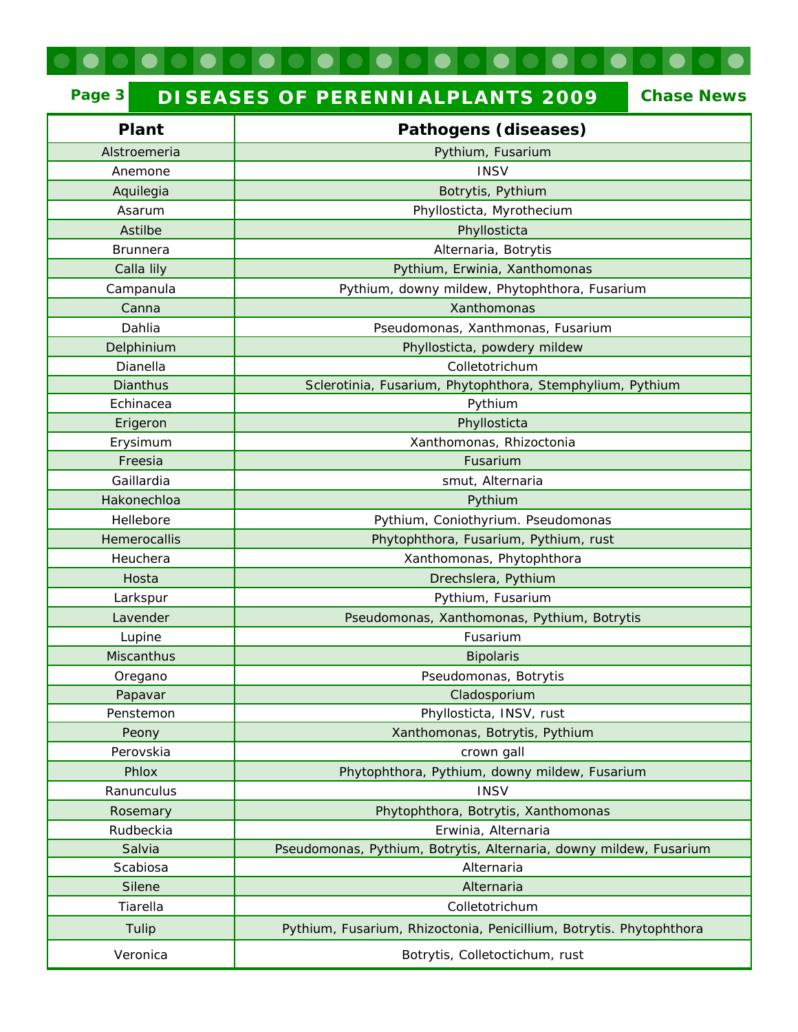# DISEASES OF PERENNIALPLANTS 2009

| Plant | Pathogens (diseases) |
|---|---|
| Alstroemeria | Pythium, Fusarium |
| Anemone | INSV |
| Aquilegia | Botrytis, Pythium |
| Asarum | Phyllosticta, Myrothecium |
| Astilbe | Phyllosticta |
| Brunnera | Alternaria, Botrytis |
| Calla lily | Pythium, Erwinia, Xanthomonas |
| Campanula | Pythium, downy mildew, Phytophthora, Fusarium |
| Canna | Xanthomonas |
| Dahlia | Pseudomonas, Xanthmonas, Fusarium |
| Delphinium | Phyllosticta, powdery mildew |
| Dianella | Colletotrichum |
| Dianthus | Sclerotinia, Fusarium, Phytophthora, Stemphylium, Pythium |
| Echinacea | Pythium |
| Erigeron | Phyllosticta |
| Erysimum | Xanthomonas, Rhizoctonia |
| Freesia | Fusarium |
| Gaillardia | smut, Alternaria |
| Hakonechloa | Pythium |
| Hellebore | Pythium, Coniothyrium. Pseudomonas |
| Hemerocallis | Phytophthora, Fusarium, Pythium, rust |
| Heuchera | Xanthomonas, Phytophthora |
| Hosta | Drechslera, Pythium |
| Larkspur | Pythium, Fusarium |
| Lavender | Pseudomonas, Xanthomonas, Pythium, Botrytis |
| Lupine | Fusarium |
| Miscanthus | Bipolaris |
| Oregano | Pseudomonas, Botrytis |
| Papavar | Cladosporium |
| Penstemon | Phyllosticta, INSV, rust |
| Peony | Xanthomonas, Botrytis, Pythium |
| Perovskia | crown gall |
| Phlox | Phytophthora, Pythium, downy mildew, Fusarium |
| Ranunculus | INSV |
| Rosemary | Phytophthora, Botrytis, Xanthomonas |
| Rudbeckia | Erwinia, Alternaria |
| Salvia | Pseudomonas, Pythium, Botrytis, Alternaria, downy mildew, Fusarium |
| Scabiosa | Alternaria |
| Silene | Alternaria |
| Tiarella | Colletotrichum |
| Tulip | Pythium, Fusarium, Rhizoctonia, Penicillium, Botrytis. Phytophthora |
| Veronica | Botrytis, Colletoctichum, rust |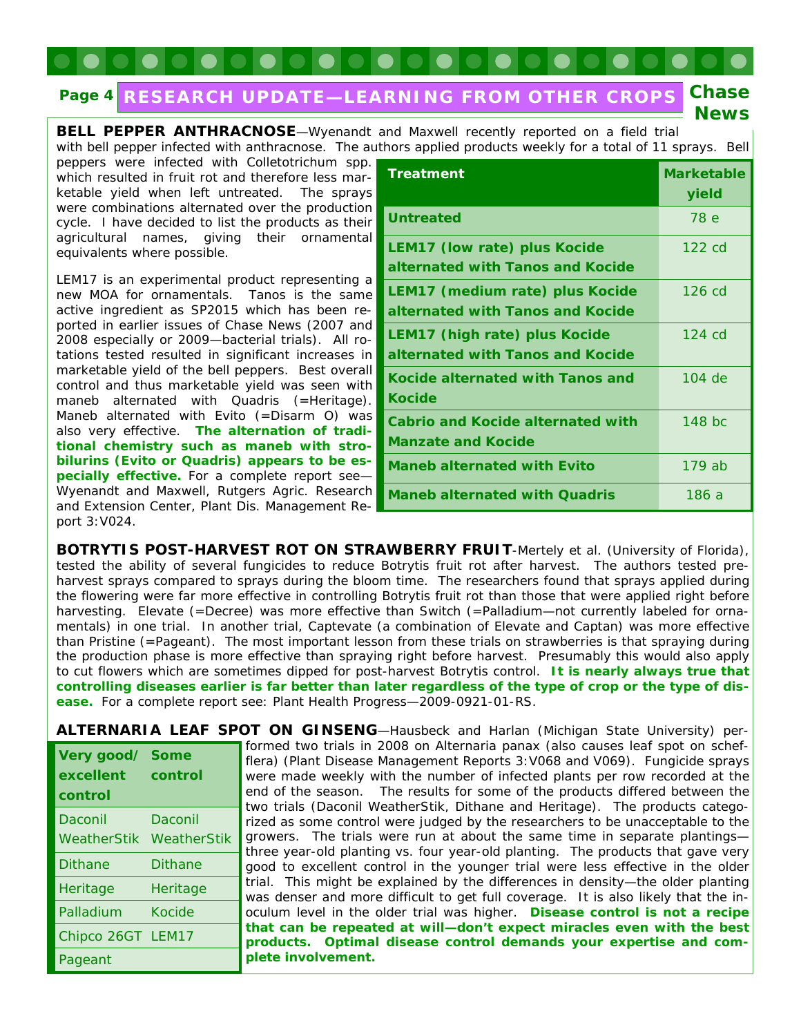## RESEARCH UPDATE—LEARNING FROM OTHER CROPS

**BELL PEPPER ANTHRACNOSE**—Wyenandt and Maxwell recently reported on a field trial with bell pepper infected with anthracnose. The authors applied products weekly for a total of 11 sprays. Bell peppers were infected with Colletotrichum spp. which resulted in fruit rot and therefore less marketable yield when left untreated. The sprays were combinations alternated over the production cycle. I have decided to list the products as their agricultural names, giving their ornamental equivalents where possible.

LEM17 is an experimental product representing a new MOA for ornamentals. Tanos is the same active ingredient as SP2015 which has been reported in earlier issues of Chase News (2007 and 2008 especially or 2009—bacterial trials). All rotations tested resulted in significant increases in marketable yield of the bell peppers. Best overall control and thus marketable yield was seen with maneb alternated with Quadris (=Heritage). Maneb alternated with Evito (=Disarm O) was also very effective. **The alternation of traditional chemistry such as maneb with strobilurins (Evito or Quadris) appears to be especially effective.** For a complete report see—Wyenandt and Maxwell, Rutgers Agric. Research and Extension Center, Plant Dis. Management Report 3:V024.

| Treatment | Marketable yield |
|---|---|
| Untreated | 78 e |
| LEM17 (low rate) plus Kocide alternated with Tanos and Kocide | 122 cd |
| LEM17 (medium rate) plus Kocide alternated with Tanos and Kocide | 126 cd |
| LEM17 (high rate) plus Kocide alternated with Tanos and Kocide | 124 cd |
| Kocide alternated with Tanos and Kocide | 104 de |
| Cabrio and Kocide alternated with Manzate and Kocide | 148 bc |
| Maneb alternated with Evito | 179 ab |
| Maneb alternated with Quadris | 186 a |

**BOTRYTIS POST-HARVEST ROT ON STRAWBERRY FRUIT**-Mertely et al. (University of Florida), tested the ability of several fungicides to reduce Botrytis fruit rot after harvest. The authors tested preharvest sprays compared to sprays during the bloom time. The researchers found that sprays applied during the flowering were far more effective in controlling Botrytis fruit rot than those that were applied right before harvesting. Elevate (=Decree) was more effective than Switch (=Palladium—not currently labeled for ornamentals) in one trial. In another trial, Captevate (a combination of Elevate and Captan) was more effective than Pristine (=Pageant). The most important lesson from these trials on strawberries is that spraying during the production phase is more effective than spraying right before harvest. Presumably this would also apply to cut flowers which are sometimes dipped for post-harvest Botrytis control. **It is nearly always true that controlling diseases earlier is far better than later regardless of the type of crop or the type of disease.** For a complete report see: Plant Health Progress—2009-0921-01-RS.

**ALTERNARIA LEAF SPOT ON GINSENG**—Hausbeck and Harlan (Michigan State University) performed two trials in 2008 on Alternaria panax (also causes leaf spot on schefflera) (Plant Disease Management Reports 3:V068 and V069). Fungicide sprays were made weekly with the number of infected plants per row recorded at the end of the season. The results for some of the products differed between the two trials (Daconil WeatherStik, Dithane and Heritage). The products categorized as some control were judged by the researchers to be unacceptable to the growers. The trials were run at about the same time in separate plantings—three year-old planting vs. four year-old planting. The products that gave very good to excellent control in the younger trial were less effective in the older trial. This might be explained by the differences in density—the older planting was denser and more difficult to get full coverage. It is also likely that the inoculum level in the older trial was higher. **Disease control is not a recipe that can be repeated at will—don't expect miracles even with the best products. Optimal disease control demands your expertise and complete involvement.**

| Very good/ excellent control | Some control |
|---|---|
| Daconil WeatherStik | Daconil WeatherStik |
| Dithane | Dithane |
| Heritage | Heritage |
| Palladium | Kocide |
| Chipco 26GT | LEM17 |
| Pageant | |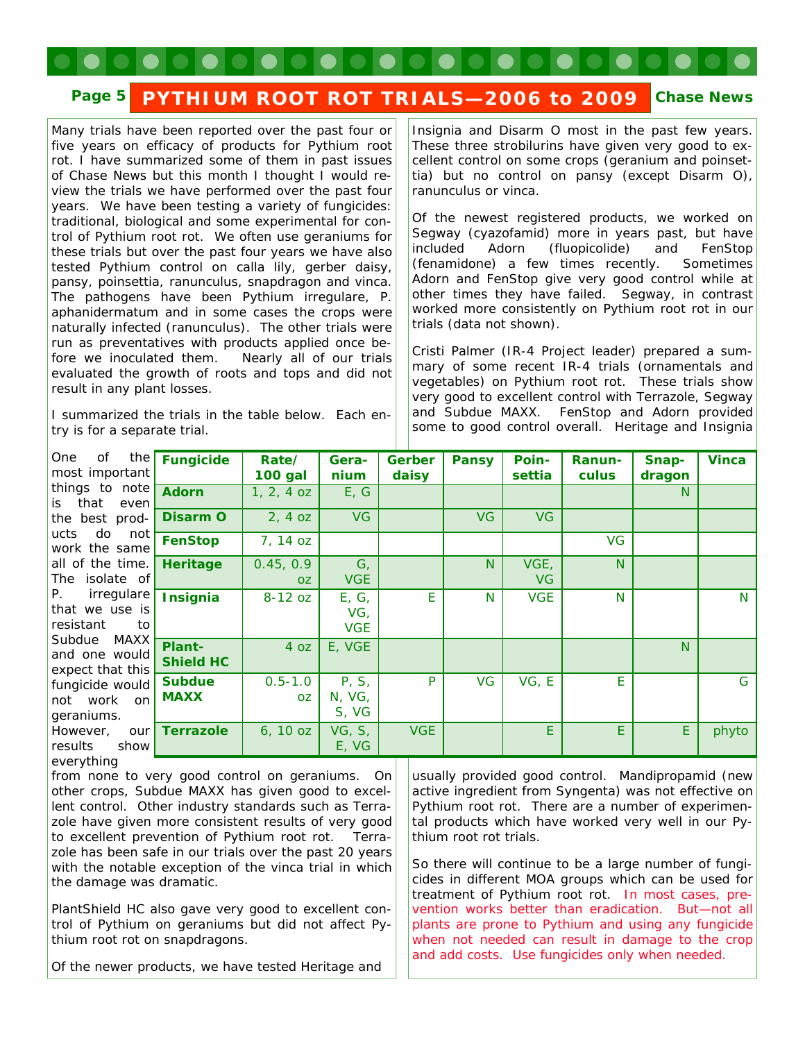# PYTHIUM ROOT ROT TRIALS—2006 to 2009

Many trials have been reported over the past four or five years on efficacy of products for Pythium root rot. I have summarized some of them in past issues of Chase News but this month I thought I would review the trials we have performed over the past four years. We have been testing a variety of fungicides: traditional, biological and some experimental for control of Pythium root rot. We often use geraniums for these trials but over the past four years we have also tested Pythium control on calla lily, gerber daisy, pansy, poinsettia, ranunculus, snapdragon and vinca. The pathogens have been Pythium irregulare, P. aphanidermatum and in some cases the crops were naturally infected (ranunculus). The other trials were run as preventatives with products applied once before we inoculated them. Nearly all of our trials evaluated the growth of roots and tops and did not result in any plant losses.

I summarized the trials in the table below. Each entry is for a separate trial.

| Fungicide | Rate/ 100 gal | Geranium | Gerber daisy | Pansy | Poinsettia | Ranunculus | Snapdragon | Vinca |
|---|---|---|---|---|---|---|---|---|
| **Adorn** | 1, 2, 4 oz | E, G | | | | | N | |
| **Disarm O** | 2, 4 oz | VG | | VG | VG | | | |
| **FenStop** | 7, 14 oz | | | | | VG | | |
| **Heritage** | 0.45, 0.9 oz | G, VGE | | N | VGE, VG | N | | |
| **Insignia** | 8-12 oz | E, G, VG, VGE | E | N | VGE | N | | N |
| **Plant-Shield HC** | 4 oz | E, VGE | | | | | N | |
| **Subdue MAXX** | 0.5-1.0 oz | P, S, N, VG, S, VG | P | VG | VG, E | E | | G |
| **Terrazole** | 6, 10 oz | VG, S, E, VG | VGE | | E | E | E | phyto |

One of the most important things to note is that even the best products do not work the same all of the time. The isolate of P. irregulare that we use is resistant to Subdue MAXX and one would expect that this fungicide would not work on geraniums. However, our results show everything from none to very good control on geraniums. On other crops, Subdue MAXX has given good to excellent control. Other industry standards such as Terrazole have given more consistent results of very good to excellent prevention of Pythium root rot. Terrazole has been safe in our trials over the past 20 years with the notable exception of the vinca trial in which the damage was dramatic.

PlantShield HC also gave very good to excellent control of Pythium on geraniums but did not affect Pythium root rot on snapdragons.

Of the newer products, we have tested Heritage and Insignia and Disarm O most in the past few years. These three strobilurins have given very good to excellent control on some crops (geranium and poinsettia) but no control on pansy (except Disarm O), ranunculus or vinca.

Of the newest registered products, we worked on Segway (cyazofamid) more in years past, but have included Adorn (fluopicolide) and FenStop (fenamidone) a few times recently. Sometimes Adorn and FenStop give very good control while at other times they have failed. Segway, in contrast worked more consistently on Pythium root rot in our trials (data not shown).

Cristi Palmer (IR-4 Project leader) prepared a summary of some recent IR-4 trials (ornamentals and vegetables) on Pythium root rot. These trials show very good to excellent control with Terrazole, Segway and Subdue MAXX. FenStop and Adorn provided some to good control overall. Heritage and Insignia usually provided good control. Mandipropamid (new active ingredient from Syngenta) was not effective on Pythium root rot. There are a number of experimental products which have worked very well in our Pythium root rot trials.

So there will continue to be a large number of fungicides in different MOA groups which can be used for treatment of Pythium root rot. In most cases, prevention works better than eradication. But—not all plants are prone to Pythium and using any fungicide when not needed can result in damage to the crop and add costs. Use fungicides only when needed.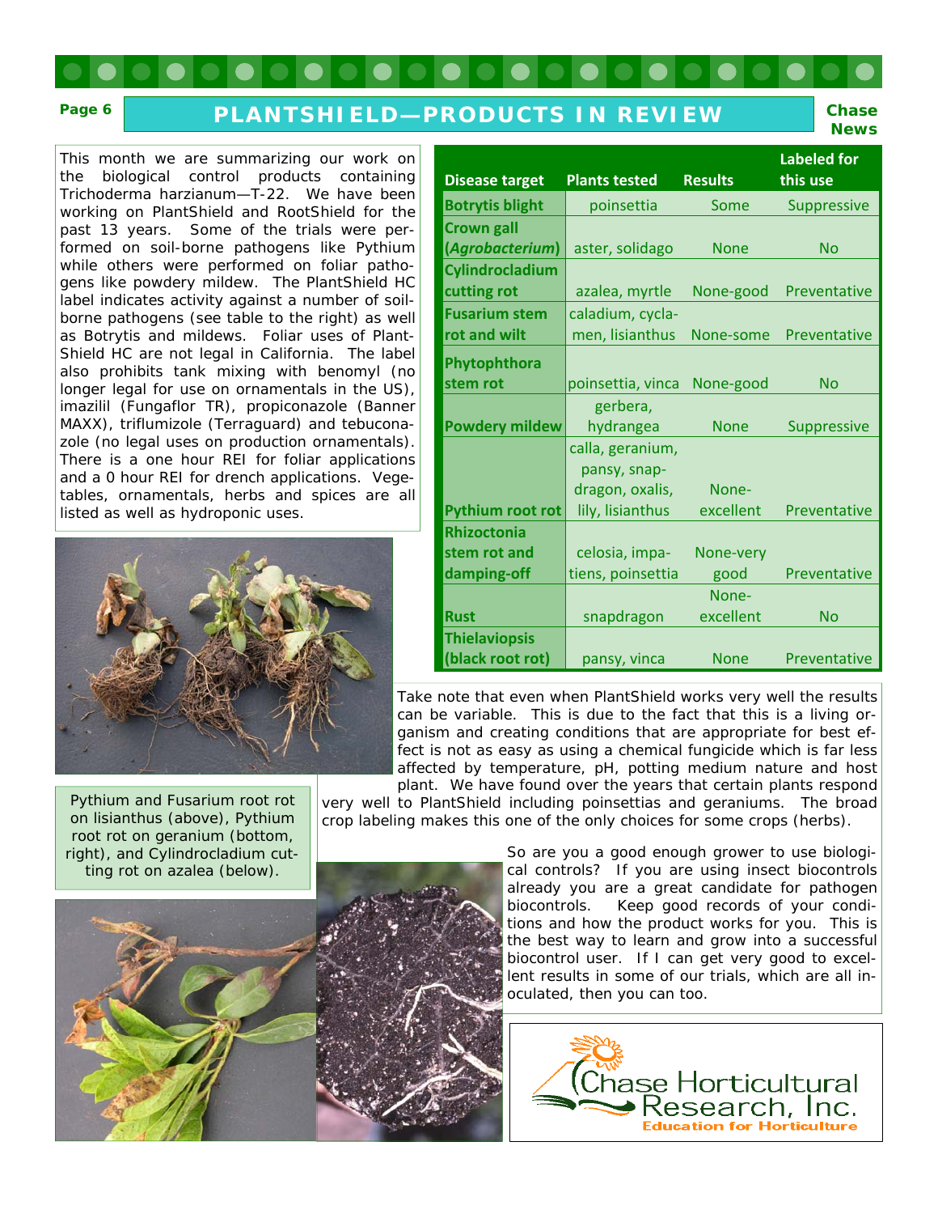## PLANTSHIELD—PRODUCTS IN REVIEW

This month we are summarizing our work on the biological control products containing Trichoderma harzianum—T-22. We have been working on PlantShield and RootShield for the past 13 years. Some of the trials were performed on soil-borne pathogens like Pythium while others were performed on foliar pathogens like powdery mildew. The PlantShield HC label indicates activity against a number of soil-borne pathogens (see table to the right) as well as Botrytis and mildews. Foliar uses of PlantShield HC are not legal in California. The label also prohibits tank mixing with benomyl (no longer legal for use on ornamentals in the US), imazilil (Fungaflor TR), propiconazole (Banner MAXX), triflumizole (Terraguard) and tebuconazole (no legal uses on production ornamentals). There is a one hour REI for foliar applications and a 0 hour REI for drench applications. Vegetables, ornamentals, herbs and spices are all listed as well as hydroponic uses.

| Disease target | Plants tested | Results | Labeled for this use |
|---|---|---|---|
| **Botrytis blight** | poinsettia | Some | Suppressive |
| **Crown gall (*Agrobacterium*)** | aster, solidago | None | No |
| **Cylindrocladium cutting rot** | azalea, myrtle | None-good | Preventative |
| **Fusarium stem rot and wilt** | caladium, cyclamen, lisianthus | None-some | Preventative |
| **Phytophthora stem rot** | poinsettia, vinca | None-good | No |
| **Powdery mildew** | gerbera, hydrangea | None | Suppressive |
| **Pythium root rot** | calla, geranium, pansy, snapdragon, oxalis, lily, lisianthus | None-excellent | Preventative |
| **Rhizoctonia stem rot and damping-off** | celosia, impatiens, poinsettia | None-very good | Preventative |
| **Rust** | snapdragon | None-excellent | No |
| **Thielaviopsis (black root rot)** | pansy, vinca | None | Preventative |

Take note that even when PlantShield works very well the results can be variable. This is due to the fact that this is a living organism and creating conditions that are appropriate for best effect is not as easy as using a chemical fungicide which is far less affected by temperature, pH, potting medium nature and host plant. We have found over the years that certain plants respond very well to PlantShield including poinsettias and geraniums. The broad crop labeling makes this one of the only choices for some crops (herbs).

Pythium and Fusarium root rot on lisianthus (above), Pythium root rot on geranium (bottom, right), and Cylindrocladium cutting rot on azalea (below).

So are you a good enough grower to use biological controls? If you are using insect biocontrols already you are a great candidate for pathogen biocontrols. Keep good records of your conditions and how the product works for you. This is the best way to learn and grow into a successful biocontrol user. If I can get very good to excellent results in some of our trials, which are all inoculated, then you can too.

Chase Horticultural Research, Inc.
Education for Horticulture